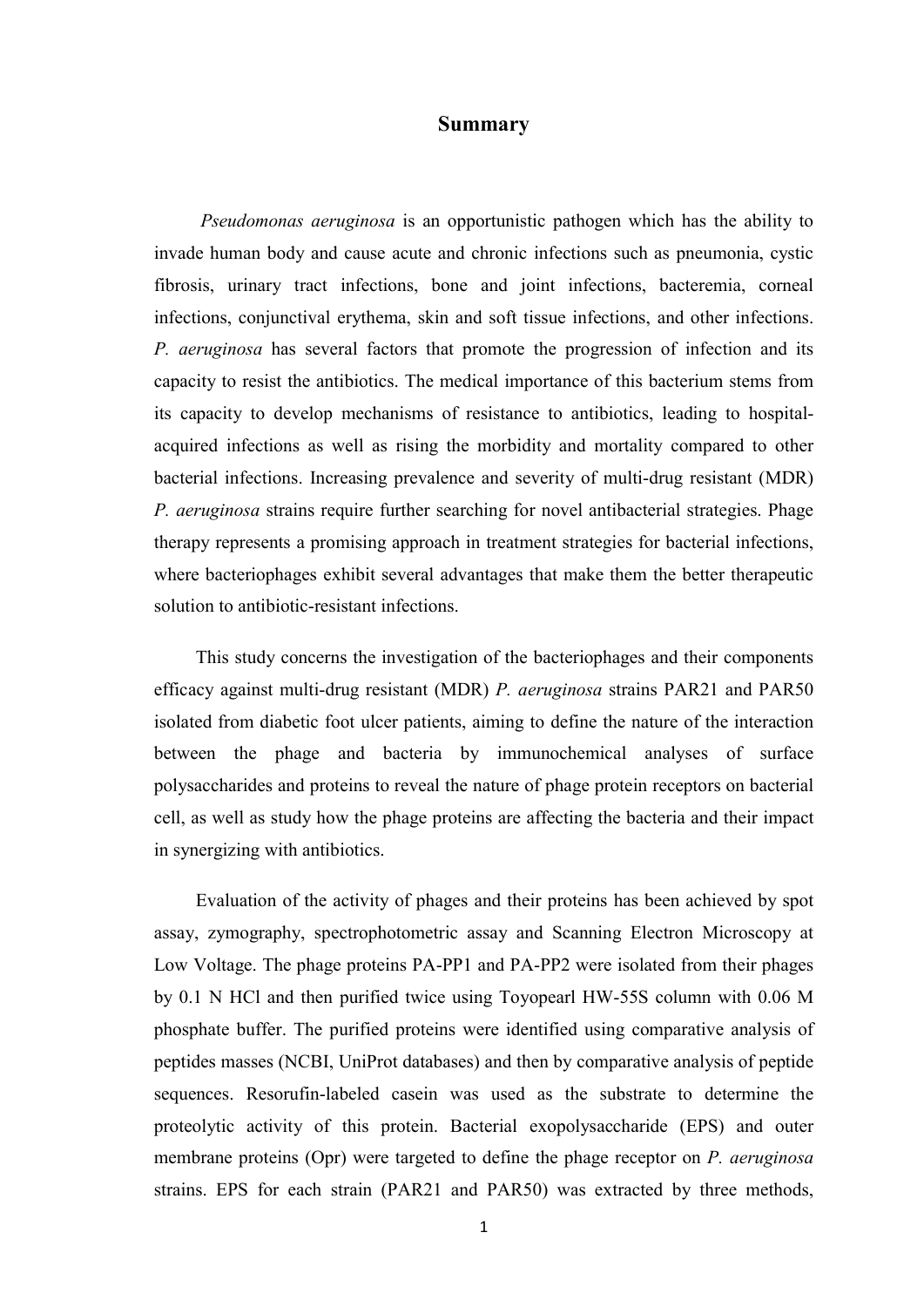# Summary

*Pseudomonas aeruginosa* is an opportunistic pathogen which has the ability to invade human body and cause acute and chronic infections such as pneumonia, cystic fibrosis, urinary tract infections, bone and joint infections, bacteremia, corneal infections, conjunctival erythema, skin and soft tissue infections, and other infections. *P. aeruginosa* has several factors that promote the progression of infection and its capacity to resist the antibiotics. The medical importance of this bacterium stems from its capacity to develop mechanisms of resistance to antibiotics, leading to hospital-acquired infections as well as rising the morbidity and mortality compared to other bacterial infections. Increasing prevalence and severity of multi-drug resistant (MDR) *P. aeruginosa* strains require further searching for novel antibacterial strategies. Phage therapy represents a promising approach in treatment strategies for bacterial infections, where bacteriophages exhibit several advantages that make them the better therapeutic solution to antibiotic-resistant infections.

This study concerns the investigation of the bacteriophages and their components efficacy against multi-drug resistant (MDR) *P. aeruginosa* strains PAR21 and PAR50 isolated from diabetic foot ulcer patients, aiming to define the nature of the interaction between the phage and bacteria by immunochemical analyses of surface polysaccharides and proteins to reveal the nature of phage protein receptors on bacterial cell, as well as study how the phage proteins are affecting the bacteria and their impact in synergizing with antibiotics.

Evaluation of the activity of phages and their proteins has been achieved by spot assay, zymography, spectrophotometric assay and Scanning Electron Microscopy at Low Voltage. The phage proteins PA-PP1 and PA-PP2 were isolated from their phages by 0.1 N HCl and then purified twice using Toyopearl HW-55S column with 0.06 M phosphate buffer. The purified proteins were identified using comparative analysis of peptides masses (NCBI, UniProt databases) and then by comparative analysis of peptide sequences. Resorufin-labeled casein was used as the substrate to determine the proteolytic activity of this protein. Bacterial exopolysaccharide (EPS) and outer membrane proteins (Opr) were targeted to define the phage receptor on *P. aeruginosa* strains. EPS for each strain (PAR21 and PAR50) was extracted by three methods,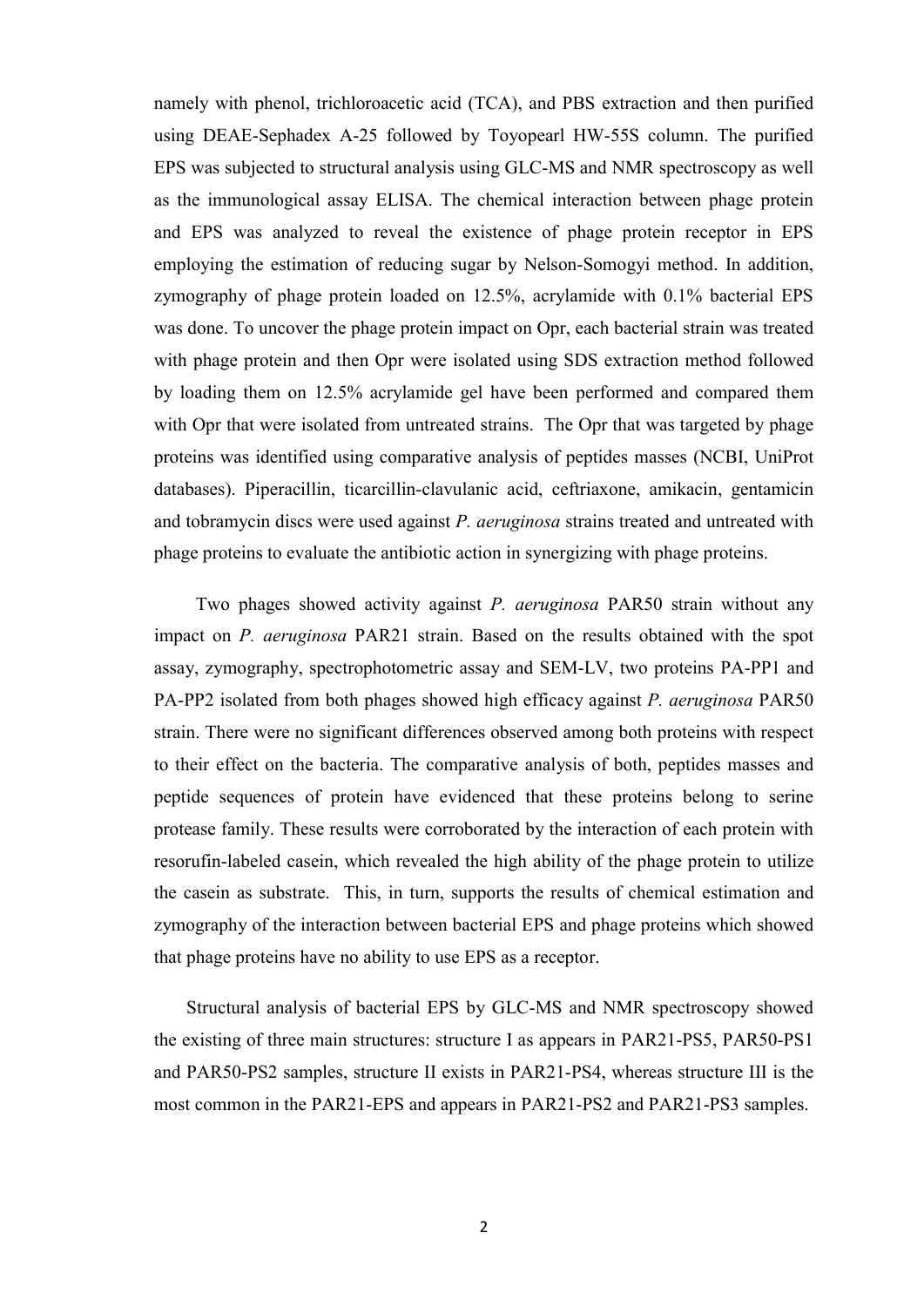namely with phenol, trichloroacetic acid (TCA), and PBS extraction and then purified using DEAE-Sephadex A-25 followed by Toyopearl HW-55S column. The purified EPS was subjected to structural analysis using GLC-MS and NMR spectroscopy as well as the immunological assay ELISA. The chemical interaction between phage protein and EPS was analyzed to reveal the existence of phage protein receptor in EPS employing the estimation of reducing sugar by Nelson-Somogyi method. In addition, zymography of phage protein loaded on 12.5%, acrylamide with 0.1% bacterial EPS was done. To uncover the phage protein impact on Opr, each bacterial strain was treated with phage protein and then Opr were isolated using SDS extraction method followed by loading them on 12.5% acrylamide gel have been performed and compared them with Opr that were isolated from untreated strains. The Opr that was targeted by phage proteins was identified using comparative analysis of peptides masses (NCBI, UniProt databases). Piperacillin, ticarcillin-clavulanic acid, ceftriaxone, amikacin, gentamicin and tobramycin discs were used against *P. aeruginosa* strains treated and untreated with phage proteins to evaluate the antibiotic action in synergizing with phage proteins.

Two phages showed activity against *P. aeruginosa* PAR50 strain without any impact on *P. aeruginosa* PAR21 strain. Based on the results obtained with the spot assay, zymography, spectrophotometric assay and SEM-LV, two proteins PA-PP1 and PA-PP2 isolated from both phages showed high efficacy against *P. aeruginosa* PAR50 strain. There were no significant differences observed among both proteins with respect to their effect on the bacteria. The comparative analysis of both, peptides masses and peptide sequences of protein have evidenced that these proteins belong to serine protease family. These results were corroborated by the interaction of each protein with resorufin-labeled casein, which revealed the high ability of the phage protein to utilize the casein as substrate. This, in turn, supports the results of chemical estimation and zymography of the interaction between bacterial EPS and phage proteins which showed that phage proteins have no ability to use EPS as a receptor.

Structural analysis of bacterial EPS by GLC-MS and NMR spectroscopy showed the existing of three main structures: structure I as appears in PAR21-PS5, PAR50-PS1 and PAR50-PS2 samples, structure II exists in PAR21-PS4, whereas structure III is the most common in the PAR21-EPS and appears in PAR21-PS2 and PAR21-PS3 samples.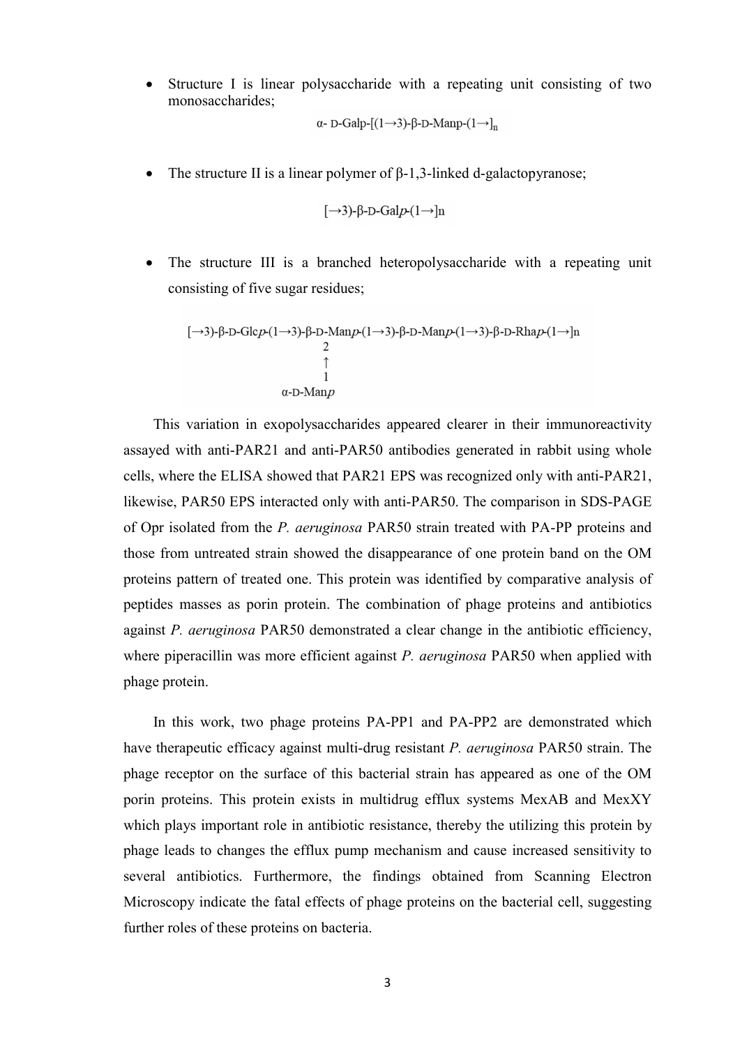- Structure I is linear polysaccharide with a repeating unit consisting of two monosaccharides;

α- D-Galp-[(1→3)-β-D-Manp-(1→]$_n$

- The structure II is a linear polymer of β-1,3-linked d-galactopyranose;

[→3)-β-D-Gal*p*-(1→]n

- The structure III is a branched heteropolysaccharide with a repeating unit consisting of five sugar residues;

```
[→3)-β-D-Glcp-(1→3)-β-D-Manp-(1→3)-β-D-Manp-(1→3)-β-D-Rhap-(1→]n
                      2
                      ↑
                      1
               α-D-Manp
```

This variation in exopolysaccharides appeared clearer in their immunoreactivity assayed with anti-PAR21 and anti-PAR50 antibodies generated in rabbit using whole cells, where the ELISA showed that PAR21 EPS was recognized only with anti-PAR21, likewise, PAR50 EPS interacted only with anti-PAR50. The comparison in SDS-PAGE of Opr isolated from the *P. aeruginosa* PAR50 strain treated with PA-PP proteins and those from untreated strain showed the disappearance of one protein band on the OM proteins pattern of treated one. This protein was identified by comparative analysis of peptides masses as porin protein. The combination of phage proteins and antibiotics against *P. aeruginosa* PAR50 demonstrated a clear change in the antibiotic efficiency, where piperacillin was more efficient against *P. aeruginosa* PAR50 when applied with phage protein.

In this work, two phage proteins PA-PP1 and PA-PP2 are demonstrated which have therapeutic efficacy against multi-drug resistant *P. aeruginosa* PAR50 strain. The phage receptor on the surface of this bacterial strain has appeared as one of the OM porin proteins. This protein exists in multidrug efflux systems MexAB and MexXY which plays important role in antibiotic resistance, thereby the utilizing this protein by phage leads to changes the efflux pump mechanism and cause increased sensitivity to several antibiotics. Furthermore, the findings obtained from Scanning Electron Microscopy indicate the fatal effects of phage proteins on the bacterial cell, suggesting further roles of these proteins on bacteria.